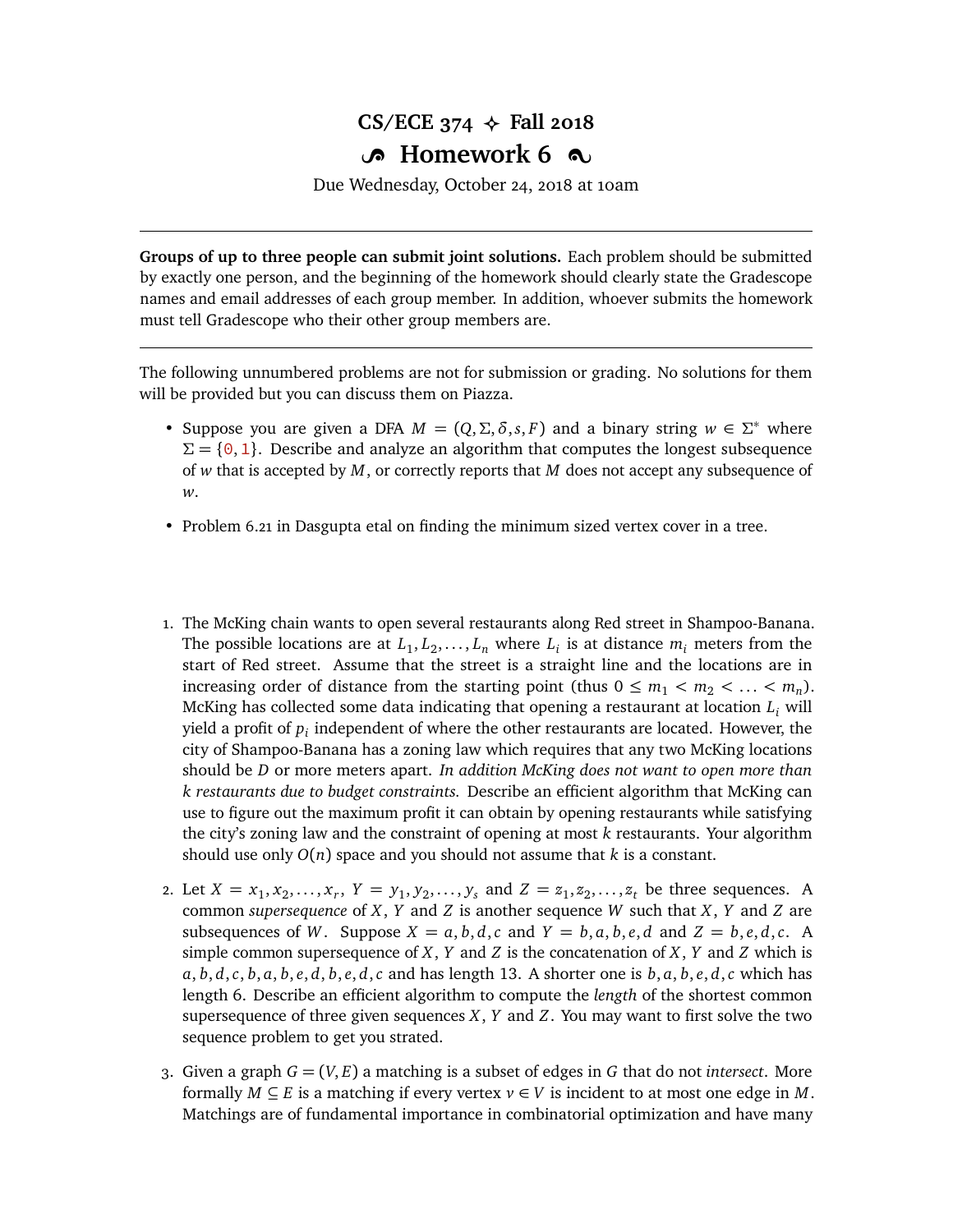# CS/ECE 374 ✧ Fall 2018

## Homework 6

Due Wednesday, October 24, 2018 at 10am

---

**Groups of up to three people can submit joint solutions.** Each problem should be submitted by exactly one person, and the beginning of the homework should clearly state the Gradescope names and email addresses of each group member. In addition, whoever submits the homework must tell Gradescope who their other group members are.

---

The following unnumbered problems are not for submission or grading. No solutions for them will be provided but you can discuss them on Piazza.

- Suppose you are given a DFA $M = (Q, \Sigma, \delta, s, F)$ and a binary string $w \in \Sigma^*$ where $\Sigma = \{0, 1\}$. Describe and analyze an algorithm that computes the longest subsequence of $w$ that is accepted by $M$, or correctly reports that $M$ does not accept any subsequence of $w$.

- Problem 6.21 in Dasgupta etal on finding the minimum sized vertex cover in a tree.

1. The McKing chain wants to open several restaurants along Red street in Shampoo-Banana. The possible locations are at $L_1, L_2, \ldots, L_n$ where $L_i$ is at distance $m_i$ meters from the start of Red street. Assume that the street is a straight line and the locations are in increasing order of distance from the starting point (thus $0 \leq m_1 < m_2 < \ldots < m_n$). McKing has collected some data indicating that opening a restaurant at location $L_i$ will yield a profit of $p_i$ independent of where the other restaurants are located. However, the city of Shampoo-Banana has a zoning law which requires that any two McKing locations should be $D$ or more meters apart. *In addition McKing does not want to open more than $k$ restaurants due to budget constraints.* Describe an efficient algorithm that McKing can use to figure out the maximum profit it can obtain by opening restaurants while satisfying the city's zoning law and the constraint of opening at most $k$ restaurants. Your algorithm should use only $O(n)$ space and you should not assume that $k$ is a constant.

2. Let $X = x_1, x_2, \ldots, x_r$, $Y = y_1, y_2, \ldots, y_s$ and $Z = z_1, z_2, \ldots, z_t$ be three sequences. A common *supersequence* of $X$, $Y$ and $Z$ is another sequence $W$ such that $X$, $Y$ and $Z$ are subsequences of $W$. Suppose $X = a, b, d, c$ and $Y = b, a, b, e, d$ and $Z = b, e, d, c$. A simple common supersequence of $X$, $Y$ and $Z$ is the concatenation of $X$, $Y$ and $Z$ which is $a, b, d, c, b, a, b, e, d, b, e, d, c$ and has length 13. A shorter one is $b, a, b, e, d, c$ which has length 6. Describe an efficient algorithm to compute the *length* of the shortest common supersequence of three given sequences $X$, $Y$ and $Z$. You may want to first solve the two sequence problem to get you strated.

3. Given a graph $G = (V, E)$ a matching is a subset of edges in $G$ that do not *intersect*. More formally $M \subseteq E$ is a matching if every vertex $v \in V$ is incident to at most one edge in $M$. Matchings are of fundamental importance in combinatorial optimization and have many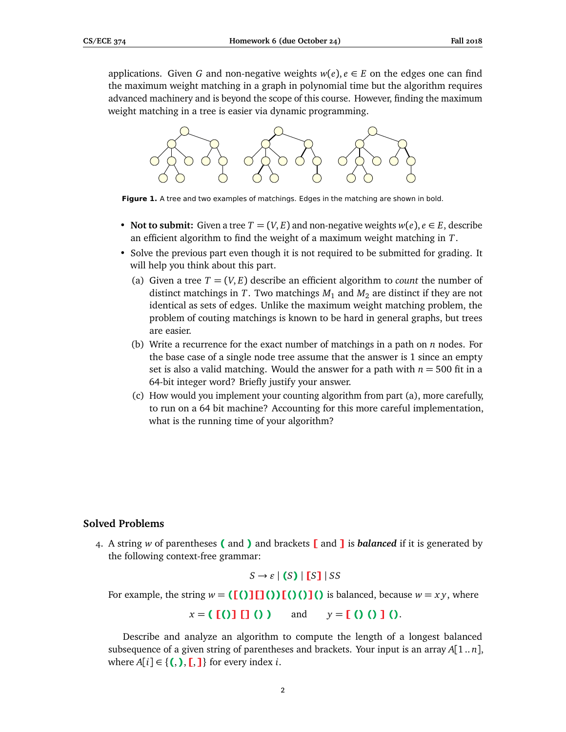applications. Given $G$ and non-negative weights $w(e), e \in E$ on the edges one can find the maximum weight matching in a graph in polynomial time but the algorithm requires advanced machinery and is beyond the scope of this course. However, finding the maximum weight matching in a tree is easier via dynamic programming.

**Figure 1.** A tree and two examples of matchings. Edges in the matching are shown in bold.

- **Not to submit:** Given a tree $T = (V, E)$ and non-negative weights $w(e), e \in E$, describe an efficient algorithm to find the weight of a maximum weight matching in $T$.
- Solve the previous part even though it is not required to be submitted for grading. It will help you think about this part.
  - (a) Given a tree $T = (V, E)$ describe an efficient algorithm to *count* the number of distinct matchings in $T$. Two matchings $M_1$ and $M_2$ are distinct if they are not identical as sets of edges. Unlike the maximum weight matching problem, the problem of couting matchings is known to be hard in general graphs, but trees are easier.
  - (b) Write a recurrence for the exact number of matchings in a path on $n$ nodes. For the base case of a single node tree assume that the answer is 1 since an empty set is also a valid matching. Would the answer for a path with $n = 500$ fit in a 64-bit integer word? Briefly justify your answer.
  - (c) How would you implement your counting algorithm from part (a), more carefully, to run on a 64 bit machine? Accounting for this more careful implementation, what is the running time of your algorithm?

## Solved Problems

4. A string $w$ of parentheses **(** and **)** and brackets **[** and **]** is ***balanced*** if it is generated by the following context-free grammar:

$$S \rightarrow \varepsilon \mid (S) \mid [S] \mid SS$$

For example, the string $w =$ **([()][]())[()()]()** is balanced, because $w = xy$, where

$$x = \textbf{( [()] [] () )} \qquad \text{and} \qquad y = \textbf{[ () () ] ()}.$$

Describe and analyze an algorithm to compute the length of a longest balanced subsequence of a given string of parentheses and brackets. Your input is an array $A[1..n]$, where $A[i] \in \{ \textbf{(}, \textbf{)}, \textbf{[}, \textbf{]} \}$ for every index $i$.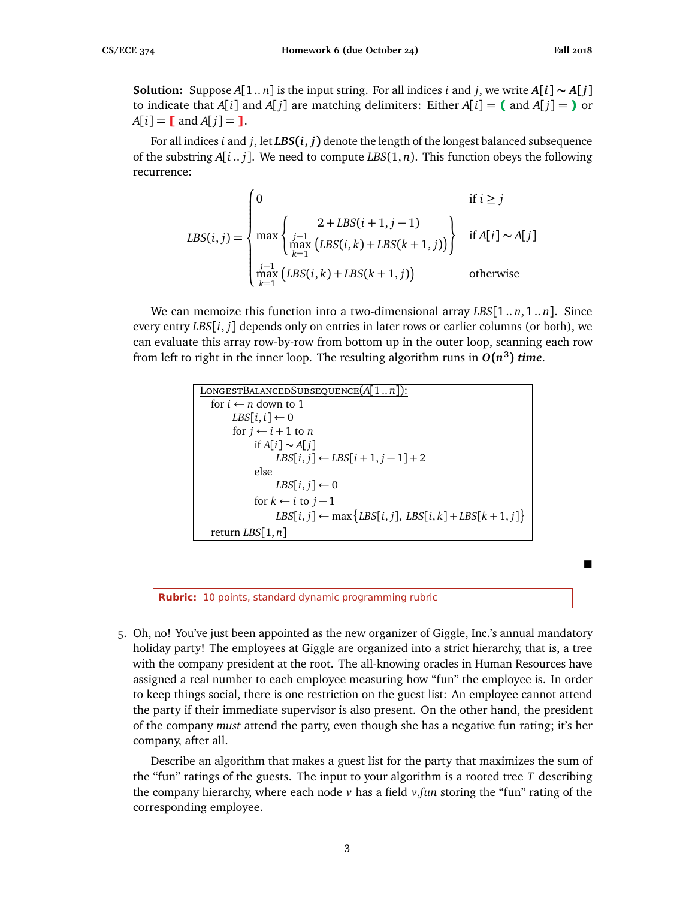**Solution:** Suppose $A[1..n]$ is the input string. For all indices $i$ and $j$, we write $\boldsymbol{A[i] \sim A[j]}$ to indicate that $A[i]$ and $A[j]$ are matching delimiters: Either $A[i] =$ **(** and $A[j] =$ **)** or $A[i] =$ **[** and $A[j] =$ **]**.

For all indices $i$ and $j$, let $\boldsymbol{LBS(i,j)}$ denote the length of the longest balanced subsequence of the substring $A[i..j]$. We need to compute $LBS(1,n)$. This function obeys the following recurrence:

$$LBS(i,j) = \begin{cases} 0 & \text{if } i \geq j \\ \max \left\{ \begin{array}{c} 2 + LBS(i+1, j-1) \\ \max\limits_{k=1}^{j-1} \big(LBS(i,k) + LBS(k+1,j)\big) \end{array} \right\} & \text{if } A[i] \sim A[j] \\ \max\limits_{k=1}^{j-1} \big(LBS(i,k) + LBS(k+1,j)\big) & \text{otherwise} \end{cases}$$

We can memoize this function into a two-dimensional array $LBS[1..n, 1..n]$. Since every entry $LBS[i,j]$ depends only on entries in later rows or earlier columns (or both), we can evaluate this array row-by-row from bottom up in the outer loop, scanning each row from left to right in the inner loop. The resulting algorithm runs in $\boldsymbol{O(n^3)}$ ***time***.

```
LongestBalancedSubsequence(A[1..n]):
  for i ← n down to 1
      LBS[i,i] ← 0
      for j ← i+1 to n
          if A[i] ~ A[j]
              LBS[i,j] ← LBS[i+1, j−1] + 2
          else
              LBS[i,j] ← 0
          for k ← i to j−1
              LBS[i,j] ← max{LBS[i,j], LBS[i,k] + LBS[k+1,j]}
  return LBS[1,n]
```

■

**Rubric:** 10 points, standard dynamic programming rubric

5. Oh, no! You've just been appointed as the new organizer of Giggle, Inc.'s annual mandatory holiday party! The employees at Giggle are organized into a strict hierarchy, that is, a tree with the company president at the root. The all-knowing oracles in Human Resources have assigned a real number to each employee measuring how "fun" the employee is. In order to keep things social, there is one restriction on the guest list: An employee cannot attend the party if their immediate supervisor is also present. On the other hand, the president of the company *must* attend the party, even though she has a negative fun rating; it's her company, after all.

   Describe an algorithm that makes a guest list for the party that maximizes the sum of the "fun" ratings of the guests. The input to your algorithm is a rooted tree $T$ describing the company hierarchy, where each node $v$ has a field $v.fun$ storing the "fun" rating of the corresponding employee.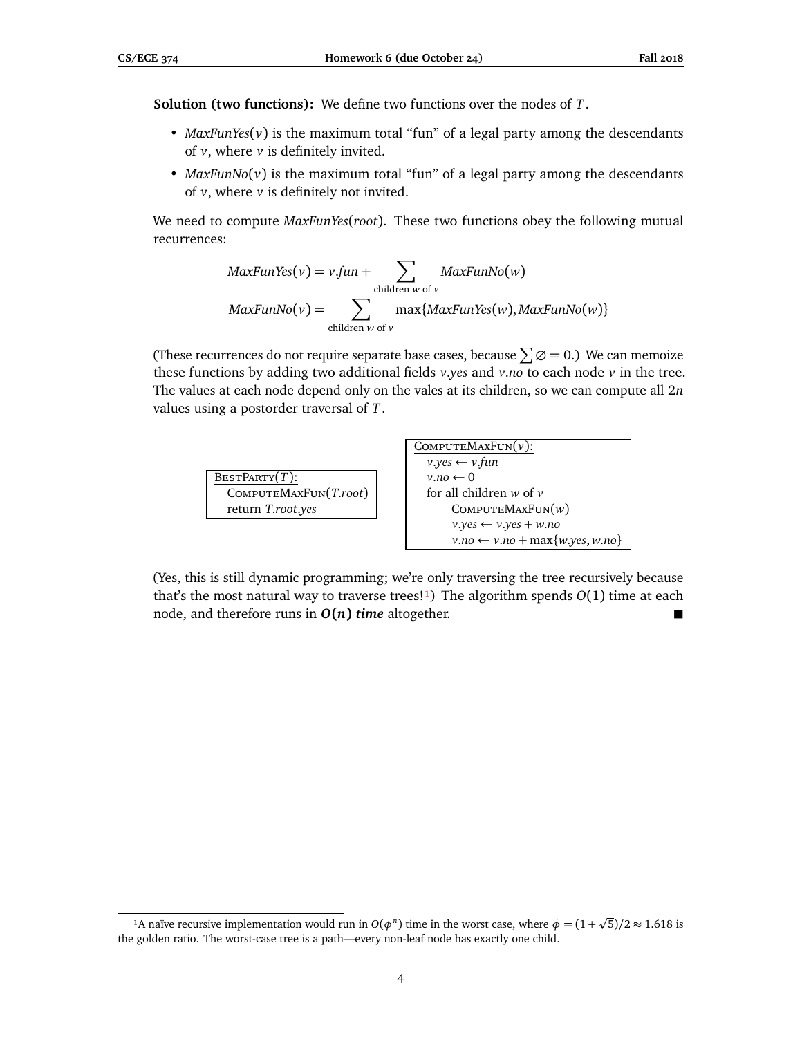**Solution (two functions):** We define two functions over the nodes of $T$.

- *MaxFunYes*($v$) is the maximum total "fun" of a legal party among the descendants of $v$, where $v$ is definitely invited.
- *MaxFunNo*($v$) is the maximum total "fun" of a legal party among the descendants of $v$, where $v$ is definitely not invited.

We need to compute *MaxFunYes*(*root*). These two functions obey the following mutual recurrences:

$$MaxFunYes(v) = v.fun + \sum_{\text{children } w \text{ of } v} MaxFunNo(w)$$

$$MaxFunNo(v) = \sum_{\text{children } w \text{ of } v} \max\{MaxFunYes(w), MaxFunNo(w)\}$$

(These recurrences do not require separate base cases, because $\sum \varnothing = 0$.) We can memoize these functions by adding two additional fields $v.yes$ and $v.no$ to each node $v$ in the tree. The values at each node depend only on the vales at its children, so we can compute all $2n$ values using a postorder traversal of $T$.

```
BestParty(T):
  ComputeMaxFun(T.root)
  return T.root.yes
```

```
ComputeMaxFun(v):
  v.yes ← v.fun
  v.no ← 0
  for all children w of v
      ComputeMaxFun(w)
      v.yes ← v.yes + w.no
      v.no ← v.no + max{w.yes, w.no}
```

(Yes, this is still dynamic programming; we're only traversing the tree recursively because that's the most natural way to traverse trees![1]) The algorithm spends $O(1)$ time at each node, and therefore runs in ***O(n) time*** altogether. ■

[1] A naïve recursive implementation would run in $O(\phi^n)$ time in the worst case, where $\phi = (1+\sqrt{5})/2 \approx 1.618$ is the golden ratio. The worst-case tree is a path—every non-leaf node has exactly one child.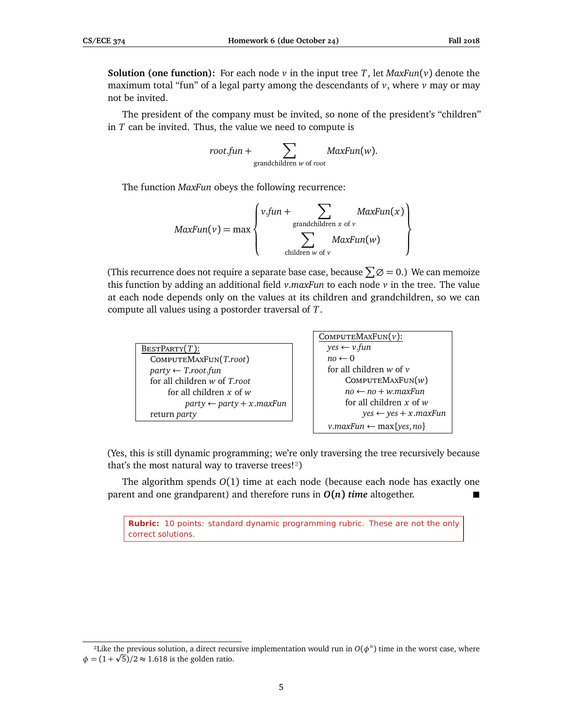**Solution (one function):** For each node $v$ in the input tree $T$, let $\mathit{MaxFun}(v)$ denote the maximum total "fun" of a legal party among the descendants of $v$, where $v$ may or may not be invited.

The president of the company must be invited, so none of the president's "children" in $T$ can be invited. Thus, the value we need to compute is

$$root.fun + \sum_{\text{grandchildren } w \text{ of } root} \mathit{MaxFun}(w).$$

The function $\mathit{MaxFun}$ obeys the following recurrence:

$$\mathit{MaxFun}(v) = \max \left\{ \begin{array}{c} v.fun + \displaystyle\sum_{\text{grandchildren } x \text{ of } v} \mathit{MaxFun}(x) \\ \displaystyle\sum_{\text{children } w \text{ of } v} \mathit{MaxFun}(w) \end{array} \right\}$$

(This recurrence does not require a separate base case, because $\sum \varnothing = 0$.) We can memoize this function by adding an additional field $v.maxFun$ to each node $v$ in the tree. The value at each node depends only on the values at its children and grandchildren, so we can compute all values using a postorder traversal of $T$.

```
BestParty(T):
  ComputeMaxFun(T.root)
  party ← T.root.fun
  for all children w of T.root
      for all children x of w
          party ← party + x.maxFun
  return party
```

```
ComputeMaxFun(v):
  yes ← v.fun
  no ← 0
  for all children w of v
      ComputeMaxFun(w)
      no ← no + w.maxFun
      for all children x of w
          yes ← yes + x.maxFun
  v.maxFun ← max{yes, no}
```

(Yes, this is still dynamic programming; we're only traversing the tree recursively because that's the most natural way to traverse trees![2])

The algorithm spends $O(1)$ time at each node (because each node has exactly one parent and one grandparent) and therefore runs in $\boldsymbol{O(n)}$ ***time*** altogether. ■

> **Rubric:** 10 points: standard dynamic programming rubric. These are not the only correct solutions.

---

[2] Like the previous solution, a direct recursive implementation would run in $O(\phi^n)$ time in the worst case, where $\phi = (1+\sqrt{5})/2 \approx 1.618$ is the golden ratio.